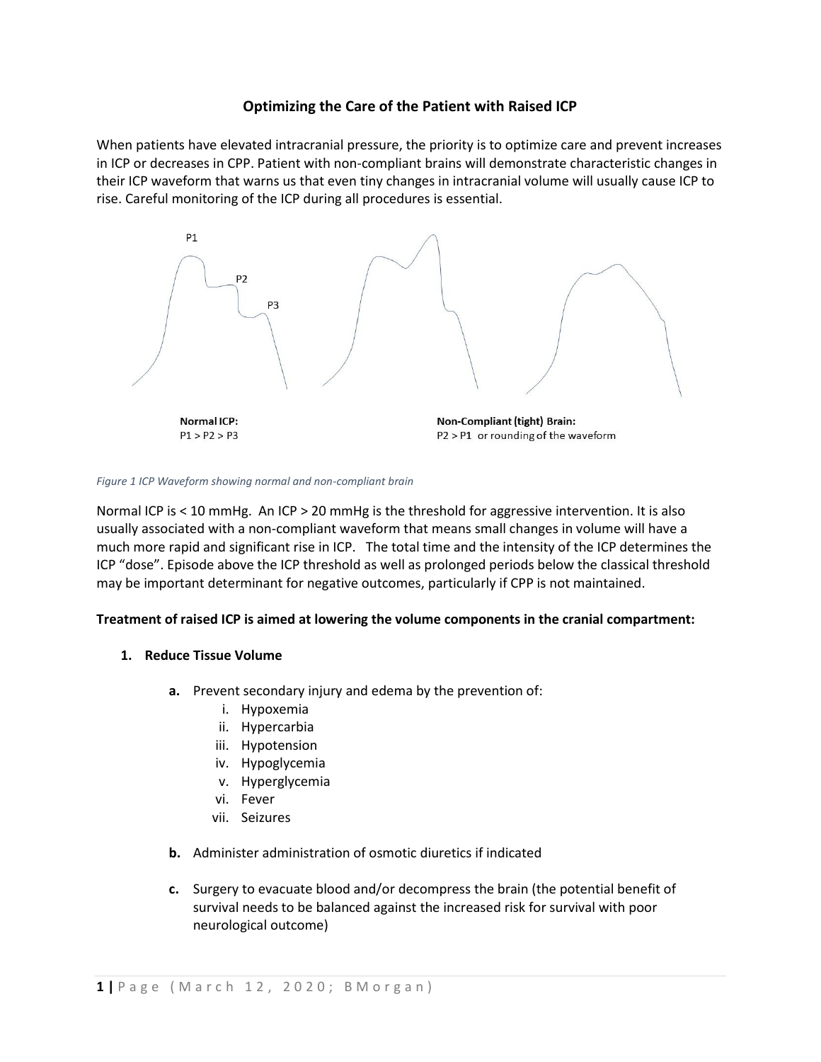# Optimizing the Care of the Patient with Raised ICP

When patients have elevated intracranial pressure, the priority is to optimize care and prevent increases in ICP or decreases in CPP. Patient with non-compliant brains will demonstrate characteristic changes in their ICP waveform that warns us that even tiny changes in intracranial volume will usually cause ICP to rise. Careful monitoring of the ICP during all procedures is essential.

P1

P2

P3

**Normal ICP:**
P1 > P2 > P3

**Non-Compliant (tight) Brain:**
P2 > P1 or rounding of the waveform

*Figure 1 ICP Waveform showing normal and non-compliant brain*

Normal ICP is < 10 mmHg. An ICP > 20 mmHg is the threshold for aggressive intervention. It is also usually associated with a non-compliant waveform that means small changes in volume will have a much more rapid and significant rise in ICP. The total time and the intensity of the ICP determines the ICP "dose". Episode above the ICP threshold as well as prolonged periods below the classical threshold may be important determinant for negative outcomes, particularly if CPP is not maintained.

**Treatment of raised ICP is aimed at lowering the volume components in the cranial compartment:**

1. **Reduce Tissue Volume**
   - **a.** Prevent secondary injury and edema by the prevention of:
     - i. Hypoxemia
     - ii. Hypercarbia
     - iii. Hypotension
     - iv. Hypoglycemia
     - v. Hyperglycemia
     - vi. Fever
     - vii. Seizures
   - **b.** Administer administration of osmotic diuretics if indicated
   - **c.** Surgery to evacuate blood and/or decompress the brain (the potential benefit of survival needs to be balanced against the increased risk for survival with poor neurological outcome)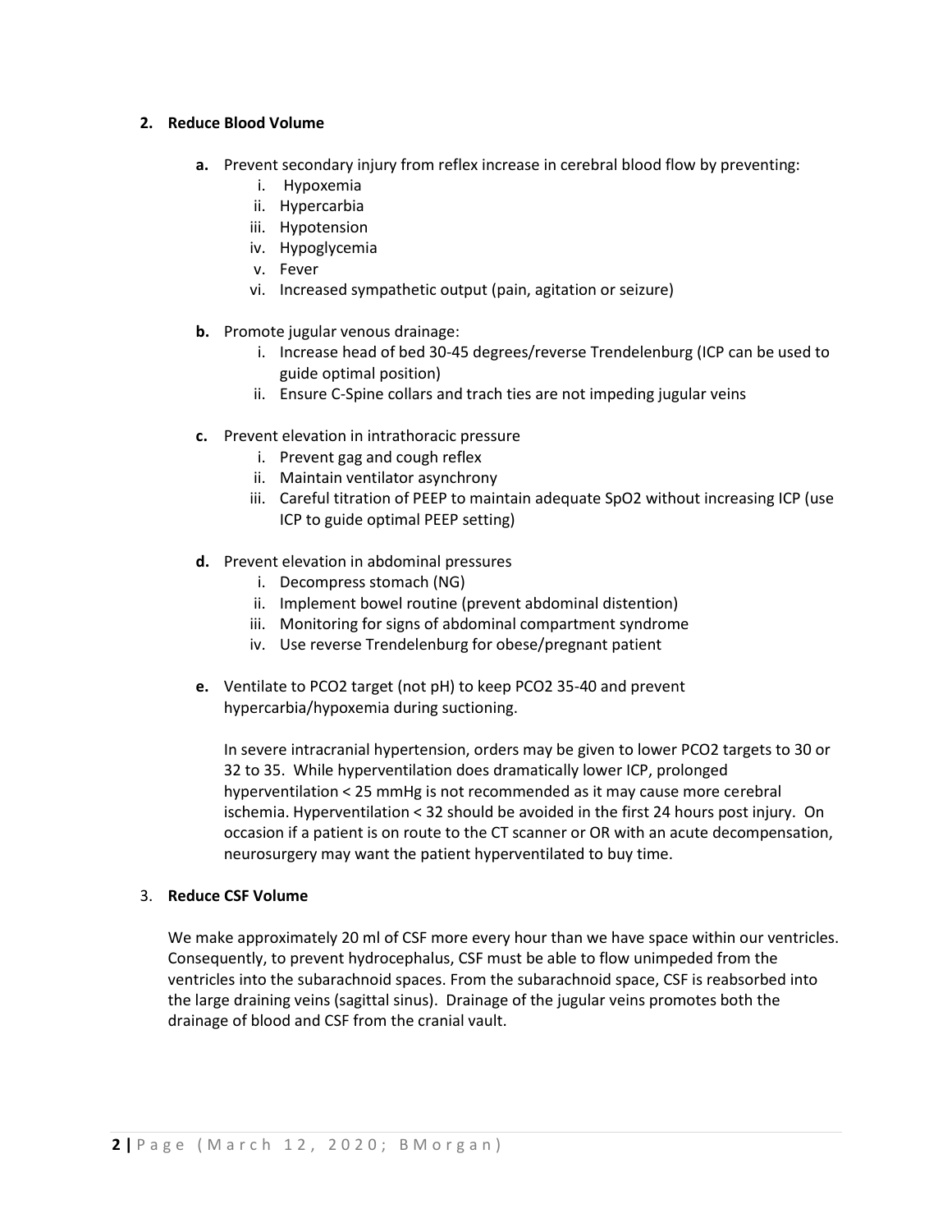2. **Reduce Blood Volume**

   a. Prevent secondary injury from reflex increase in cerebral blood flow by preventing:
      i. Hypoxemia
      ii. Hypercarbia
      iii. Hypotension
      iv. Hypoglycemia
      v. Fever
      vi. Increased sympathetic output (pain, agitation or seizure)

   b. Promote jugular venous drainage:
      i. Increase head of bed 30-45 degrees/reverse Trendelenburg (ICP can be used to guide optimal position)
      ii. Ensure C-Spine collars and trach ties are not impeding jugular veins

   c. Prevent elevation in intrathoracic pressure
      i. Prevent gag and cough reflex
      ii. Maintain ventilator asynchrony
      iii. Careful titration of PEEP to maintain adequate SpO2 without increasing ICP (use ICP to guide optimal PEEP setting)

   d. Prevent elevation in abdominal pressures
      i. Decompress stomach (NG)
      ii. Implement bowel routine (prevent abdominal distention)
      iii. Monitoring for signs of abdominal compartment syndrome
      iv. Use reverse Trendelenburg for obese/pregnant patient

   e. Ventilate to PCO2 target (not pH) to keep PCO2 35-40 and prevent hypercarbia/hypoxemia during suctioning.

      In severe intracranial hypertension, orders may be given to lower PCO2 targets to 30 or 32 to 35. While hyperventilation does dramatically lower ICP, prolonged hyperventilation < 25 mmHg is not recommended as it may cause more cerebral ischemia. Hyperventilation < 32 should be avoided in the first 24 hours post injury. On occasion if a patient is on route to the CT scanner or OR with an acute decompensation, neurosurgery may want the patient hyperventilated to buy time.

3. **Reduce CSF Volume**

   We make approximately 20 ml of CSF more every hour than we have space within our ventricles. Consequently, to prevent hydrocephalus, CSF must be able to flow unimpeded from the ventricles into the subarachnoid spaces. From the subarachnoid space, CSF is reabsorbed into the large draining veins (sagittal sinus). Drainage of the jugular veins promotes both the drainage of blood and CSF from the cranial vault.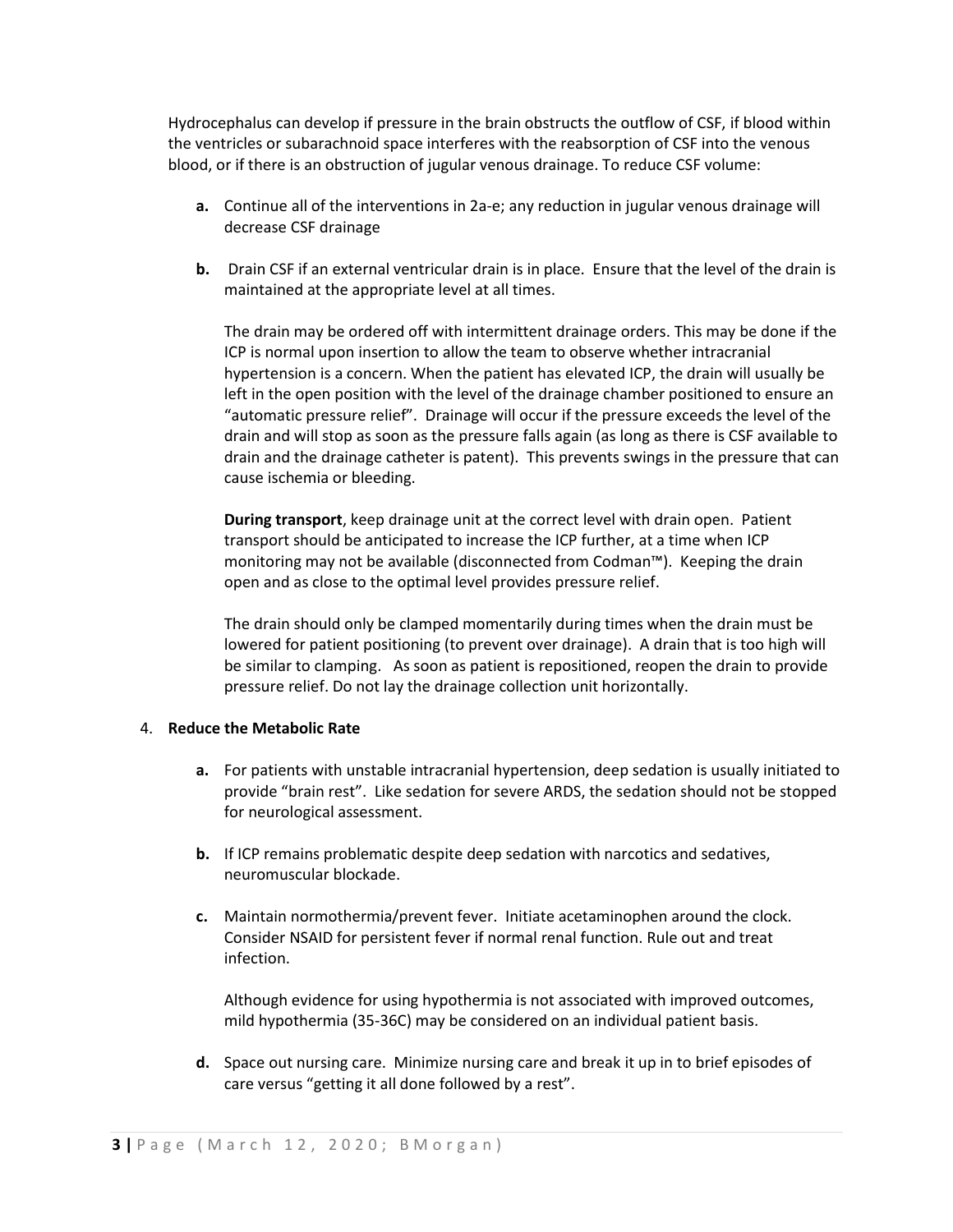Hydrocephalus can develop if pressure in the brain obstructs the outflow of CSF, if blood within the ventricles or subarachnoid space interferes with the reabsorption of CSF into the venous blood, or if there is an obstruction of jugular venous drainage. To reduce CSF volume:

- **a.** Continue all of the interventions in 2a-e; any reduction in jugular venous drainage will decrease CSF drainage

- **b.** Drain CSF if an external ventricular drain is in place. Ensure that the level of the drain is maintained at the appropriate level at all times.

  The drain may be ordered off with intermittent drainage orders. This may be done if the ICP is normal upon insertion to allow the team to observe whether intracranial hypertension is a concern. When the patient has elevated ICP, the drain will usually be left in the open position with the level of the drainage chamber positioned to ensure an "automatic pressure relief". Drainage will occur if the pressure exceeds the level of the drain and will stop as soon as the pressure falls again (as long as there is CSF available to drain and the drainage catheter is patent). This prevents swings in the pressure that can cause ischemia or bleeding.

  **During transport**, keep drainage unit at the correct level with drain open. Patient transport should be anticipated to increase the ICP further, at a time when ICP monitoring may not be available (disconnected from Codman™). Keeping the drain open and as close to the optimal level provides pressure relief.

  The drain should only be clamped momentarily during times when the drain must be lowered for patient positioning (to prevent over drainage). A drain that is too high will be similar to clamping. As soon as patient is repositioned, reopen the drain to provide pressure relief. Do not lay the drainage collection unit horizontally.

4. **Reduce the Metabolic Rate**

- **a.** For patients with unstable intracranial hypertension, deep sedation is usually initiated to provide "brain rest". Like sedation for severe ARDS, the sedation should not be stopped for neurological assessment.

- **b.** If ICP remains problematic despite deep sedation with narcotics and sedatives, neuromuscular blockade.

- **c.** Maintain normothermia/prevent fever. Initiate acetaminophen around the clock. Consider NSAID for persistent fever if normal renal function. Rule out and treat infection.

  Although evidence for using hypothermia is not associated with improved outcomes, mild hypothermia (35-36C) may be considered on an individual patient basis.

- **d.** Space out nursing care. Minimize nursing care and break it up in to brief episodes of care versus "getting it all done followed by a rest".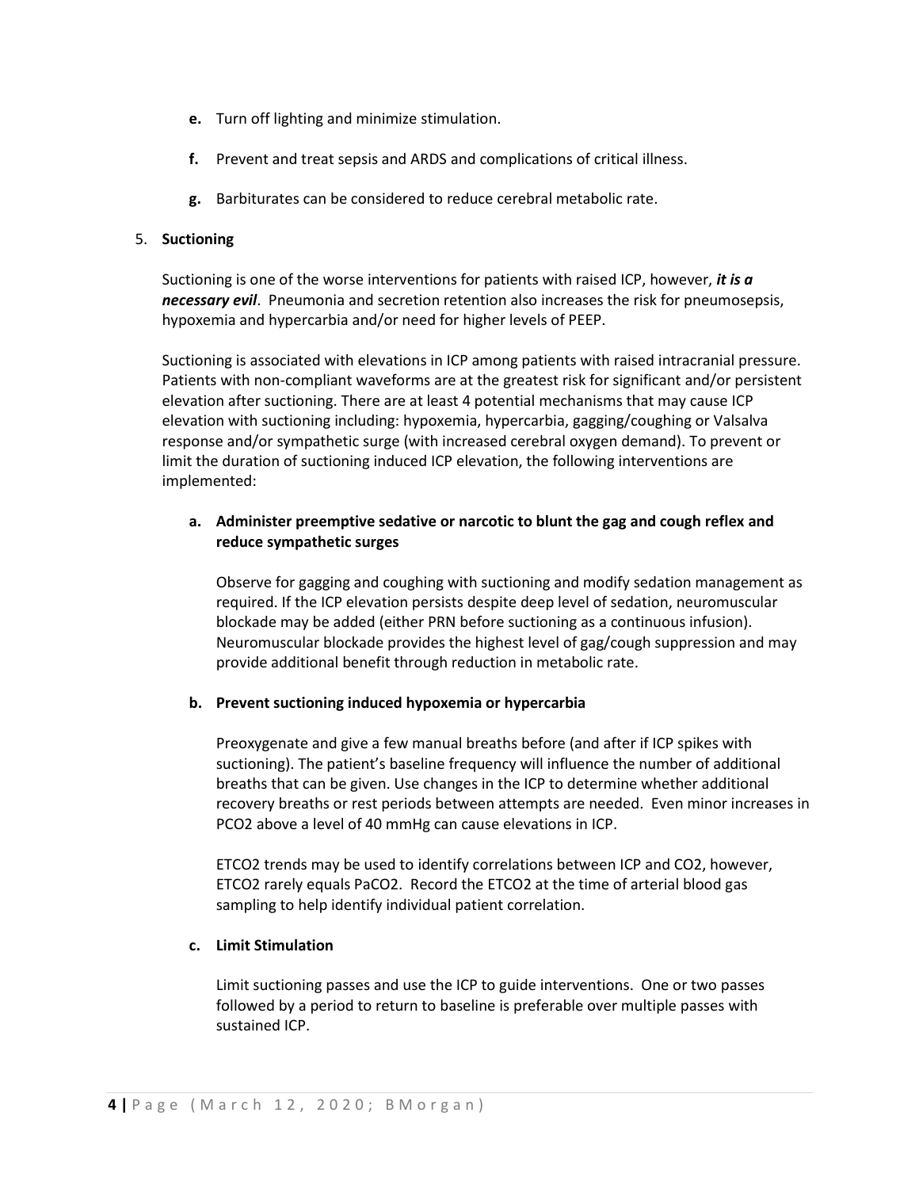e. Turn off lighting and minimize stimulation.

f. Prevent and treat sepsis and ARDS and complications of critical illness.

g. Barbiturates can be considered to reduce cerebral metabolic rate.

5. **Suctioning**

Suctioning is one of the worse interventions for patients with raised ICP, however, ***it is a necessary evil***. Pneumonia and secretion retention also increases the risk for pneumosepsis, hypoxemia and hypercarbia and/or need for higher levels of PEEP.

Suctioning is associated with elevations in ICP among patients with raised intracranial pressure. Patients with non-compliant waveforms are at the greatest risk for significant and/or persistent elevation after suctioning. There are at least 4 potential mechanisms that may cause ICP elevation with suctioning including: hypoxemia, hypercarbia, gagging/coughing or Valsalva response and/or sympathetic surge (with increased cerebral oxygen demand). To prevent or limit the duration of suctioning induced ICP elevation, the following interventions are implemented:

**a. Administer preemptive sedative or narcotic to blunt the gag and cough reflex and reduce sympathetic surges**

Observe for gagging and coughing with suctioning and modify sedation management as required. If the ICP elevation persists despite deep level of sedation, neuromuscular blockade may be added (either PRN before suctioning as a continuous infusion). Neuromuscular blockade provides the highest level of gag/cough suppression and may provide additional benefit through reduction in metabolic rate.

**b. Prevent suctioning induced hypoxemia or hypercarbia**

Preoxygenate and give a few manual breaths before (and after if ICP spikes with suctioning). The patient's baseline frequency will influence the number of additional breaths that can be given. Use changes in the ICP to determine whether additional recovery breaths or rest periods between attempts are needed. Even minor increases in $PCO_2$ above a level of 40 mmHg can cause elevations in ICP.

$ETCO_2$ trends may be used to identify correlations between ICP and $CO_2$, however, $ETCO_2$ rarely equals $PaCO_2$. Record the $ETCO_2$ at the time of arterial blood gas sampling to help identify individual patient correlation.

**c. Limit Stimulation**

Limit suctioning passes and use the ICP to guide interventions. One or two passes followed by a period to return to baseline is preferable over multiple passes with sustained ICP.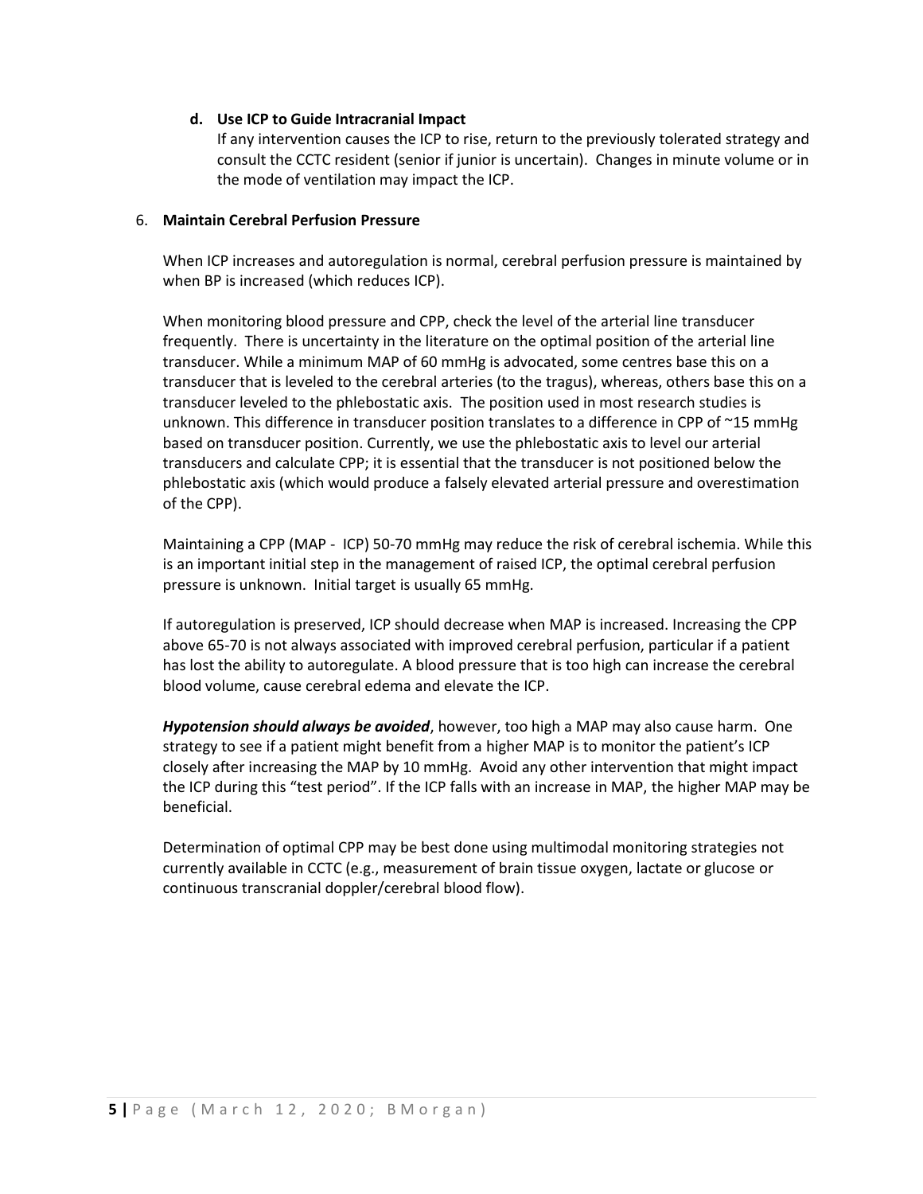**d. Use ICP to Guide Intracranial Impact**

If any intervention causes the ICP to rise, return to the previously tolerated strategy and consult the CCTC resident (senior if junior is uncertain). Changes in minute volume or in the mode of ventilation may impact the ICP.

6. **Maintain Cerebral Perfusion Pressure**

When ICP increases and autoregulation is normal, cerebral perfusion pressure is maintained by when BP is increased (which reduces ICP).

When monitoring blood pressure and CPP, check the level of the arterial line transducer frequently. There is uncertainty in the literature on the optimal position of the arterial line transducer. While a minimum MAP of 60 mmHg is advocated, some centres base this on a transducer that is leveled to the cerebral arteries (to the tragus), whereas, others base this on a transducer leveled to the phlebostatic axis. The position used in most research studies is unknown. This difference in transducer position translates to a difference in CPP of ~15 mmHg based on transducer position. Currently, we use the phlebostatic axis to level our arterial transducers and calculate CPP; it is essential that the transducer is not positioned below the phlebostatic axis (which would produce a falsely elevated arterial pressure and overestimation of the CPP).

Maintaining a CPP (MAP - ICP) 50-70 mmHg may reduce the risk of cerebral ischemia. While this is an important initial step in the management of raised ICP, the optimal cerebral perfusion pressure is unknown. Initial target is usually 65 mmHg.

If autoregulation is preserved, ICP should decrease when MAP is increased. Increasing the CPP above 65-70 is not always associated with improved cerebral perfusion, particular if a patient has lost the ability to autoregulate. A blood pressure that is too high can increase the cerebral blood volume, cause cerebral edema and elevate the ICP.

***Hypotension should always be avoided***, however, too high a MAP may also cause harm. One strategy to see if a patient might benefit from a higher MAP is to monitor the patient's ICP closely after increasing the MAP by 10 mmHg. Avoid any other intervention that might impact the ICP during this "test period". If the ICP falls with an increase in MAP, the higher MAP may be beneficial.

Determination of optimal CPP may be best done using multimodal monitoring strategies not currently available in CCTC (e.g., measurement of brain tissue oxygen, lactate or glucose or continuous transcranial doppler/cerebral blood flow).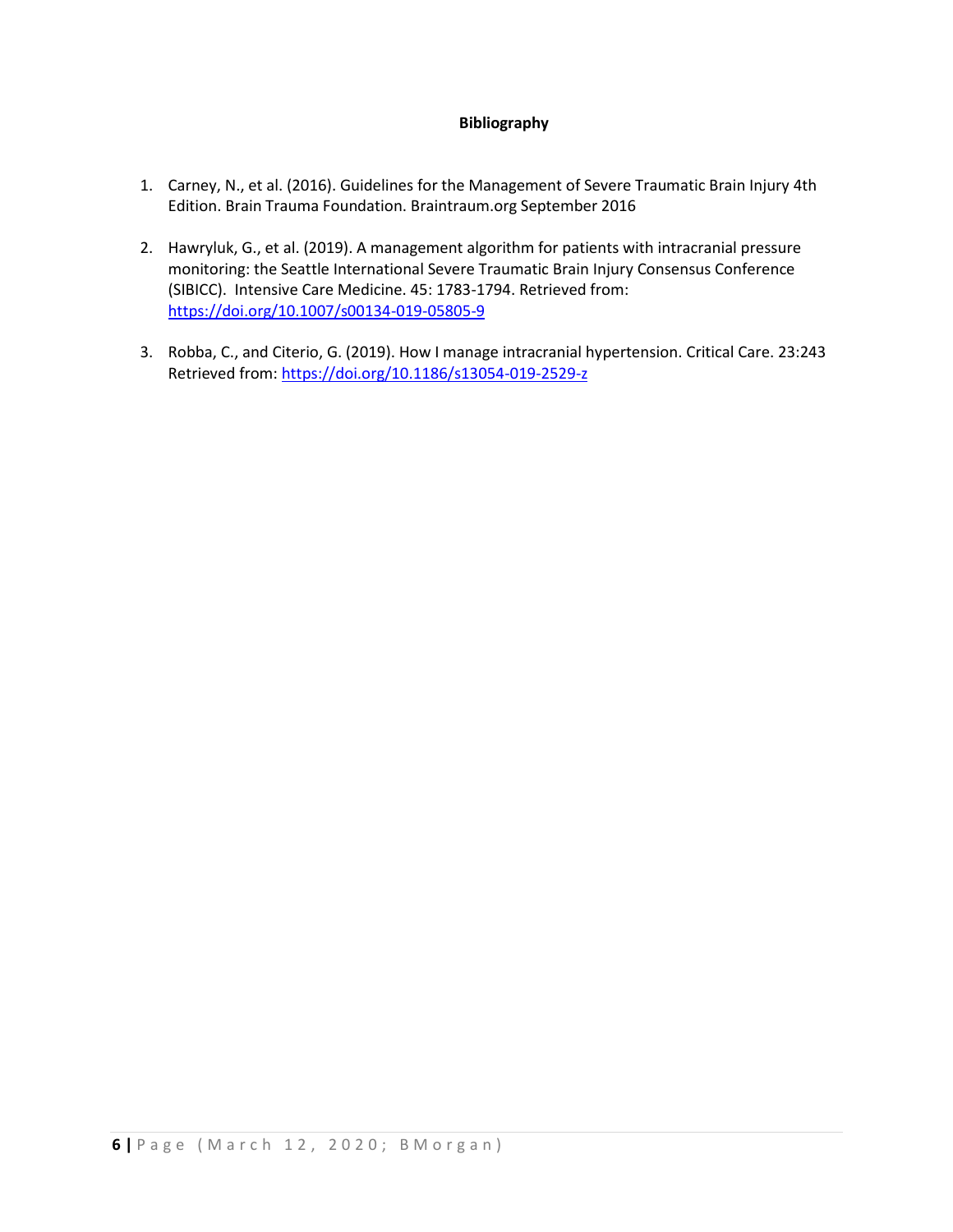**Bibliography**

1. Carney, N., et al. (2016). Guidelines for the Management of Severe Traumatic Brain Injury 4th Edition. Brain Trauma Foundation. Braintraum.org September 2016

2. Hawryluk, G., et al. (2019). A management algorithm for patients with intracranial pressure monitoring: the Seattle International Severe Traumatic Brain Injury Consensus Conference (SIBICC). Intensive Care Medicine. 45: 1783-1794. Retrieved from: https://doi.org/10.1007/s00134-019-05805-9

3. Robba, C., and Citerio, G. (2019). How I manage intracranial hypertension. Critical Care. 23:243 Retrieved from: https://doi.org/10.1186/s13054-019-2529-z